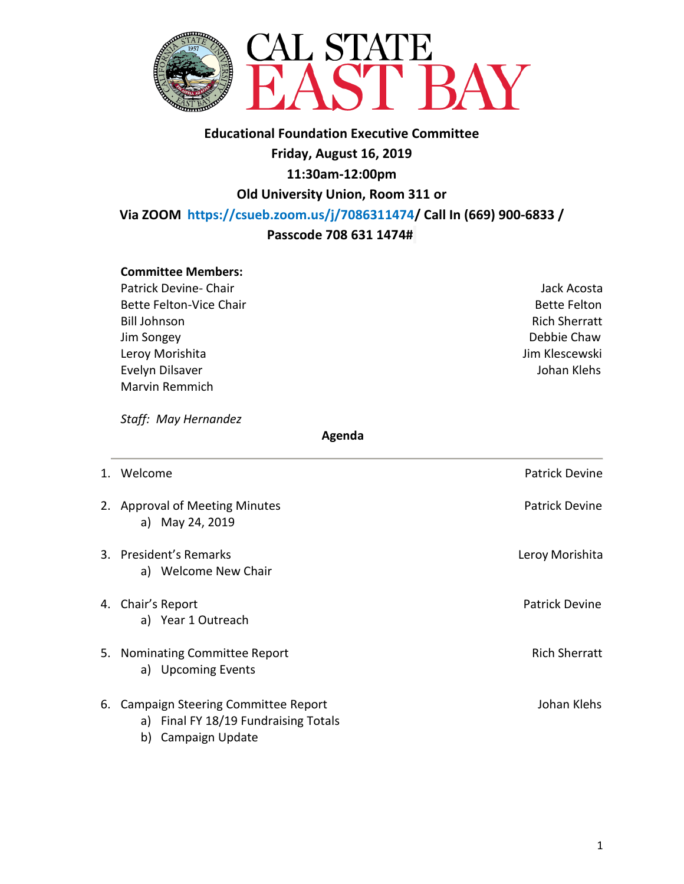**Educational Foundation Executive Committee**
**Friday, August 16, 2019**
**11:30am-12:00pm**
**Old University Union, Room 311 or**
**Via ZOOM https://csueb.zoom.us/j/7086311474/ Call In (669) 900-6833 /**
**Passcode 708 631 1474#**

**Committee Members:**

Patrick Devine- Chair
Bette Felton-Vice Chair
Bill Johnson
Jim Songey
Leroy Morishita
Evelyn Dilsaver
Marvin Remmich
Jack Acosta
Bette Felton
Rich Sherratt
Debbie Chaw
Jim Klescewski
Johan Klehs

*Staff: May Hernandez*

**Agenda**

---

1. Welcome — Patrick Devine

2. Approval of Meeting Minutes — Patrick Devine
   a) May 24, 2019

3. President's Remarks — Leroy Morishita
   a) Welcome New Chair

4. Chair's Report — Patrick Devine
   a) Year 1 Outreach

5. Nominating Committee Report — Rich Sherratt
   a) Upcoming Events

6. Campaign Steering Committee Report — Johan Klehs
   a) Final FY 18/19 Fundraising Totals
   b) Campaign Update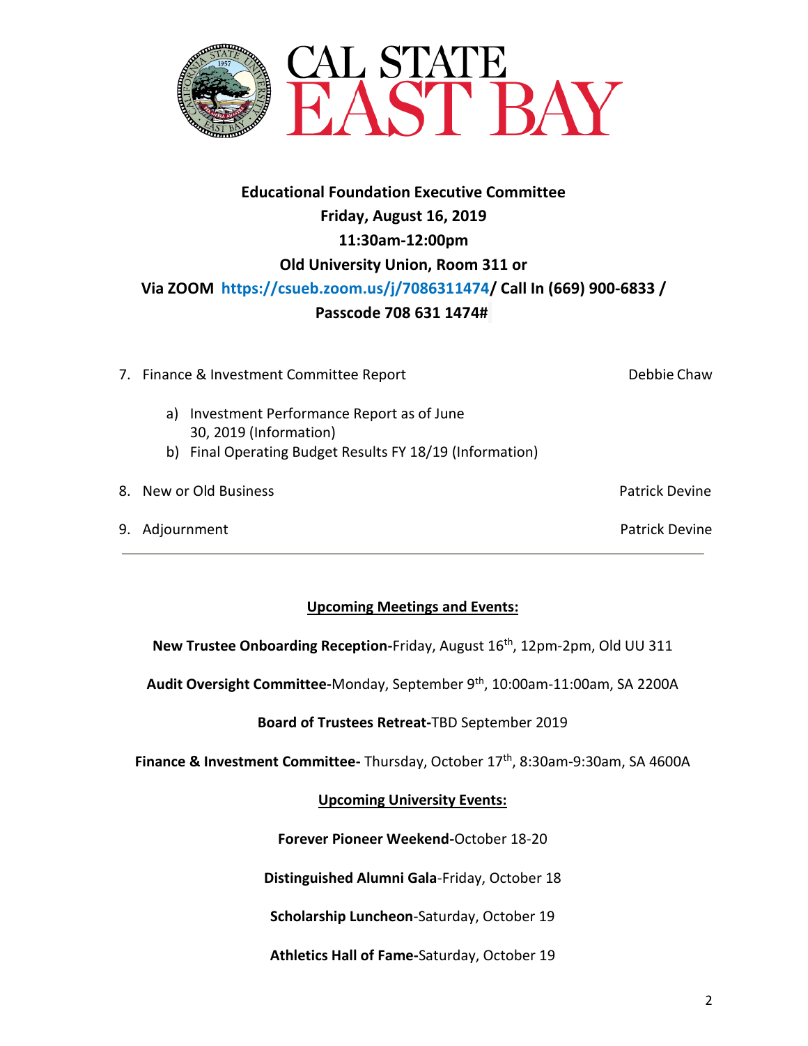**Educational Foundation Executive Committee**
**Friday, August 16, 2019**
**11:30am-12:00pm**
**Old University Union, Room 311 or**
**Via ZOOM https://csueb.zoom.us/j/7086311474/ Call In (669) 900-6833 /**
**Passcode 708 631 1474#**

7. Finance & Investment Committee Report — Debbie Chaw
   a) Investment Performance Report as of June 30, 2019 (Information)
   b) Final Operating Budget Results FY 18/19 (Information)
8. New or Old Business — Patrick Devine
9. Adjournment — Patrick Devine

---

**Upcoming Meetings and Events:**

**New Trustee Onboarding Reception-**Friday, August 16th, 12pm-2pm, Old UU 311

**Audit Oversight Committee-**Monday, September 9th, 10:00am-11:00am, SA 2200A

**Board of Trustees Retreat-**TBD September 2019

**Finance & Investment Committee-** Thursday, October 17th, 8:30am-9:30am, SA 4600A

**Upcoming University Events:**

**Forever Pioneer Weekend-**October 18-20

**Distinguished Alumni Gala**-Friday, October 18

**Scholarship Luncheon**-Saturday, October 19

**Athletics Hall of Fame-**Saturday, October 19